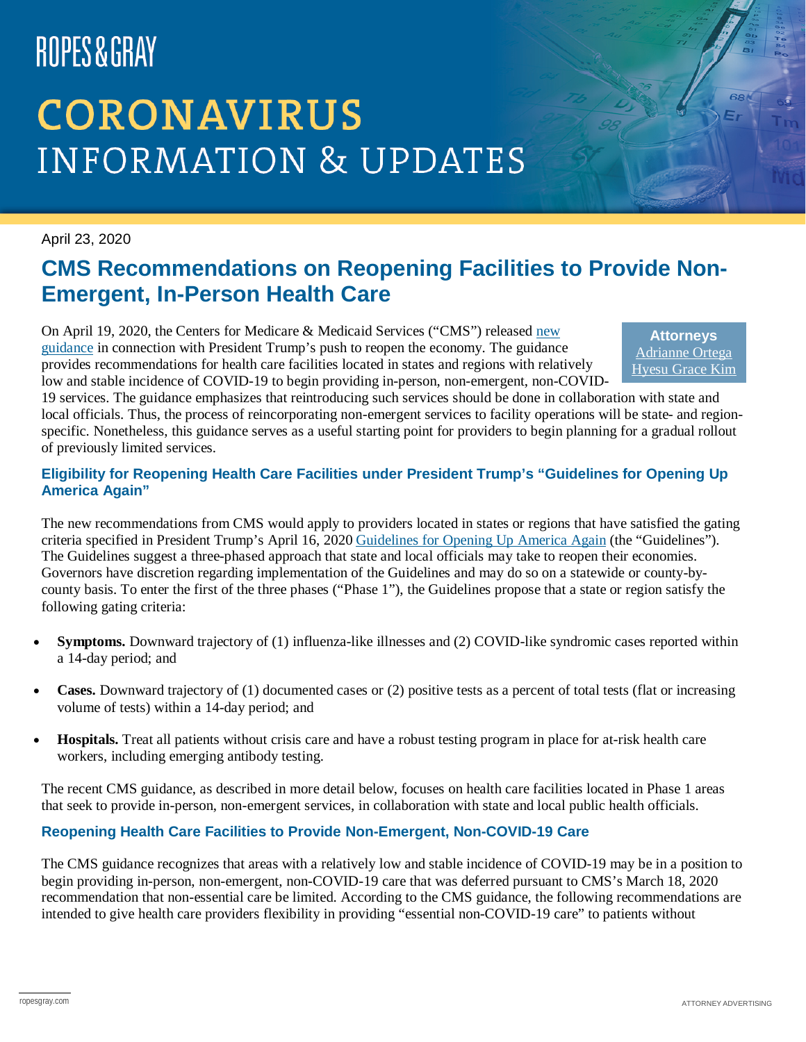# ROPES & GRAY

# CORONAVIRUS INFORMATION & UPDATES

April 23, 2020

## CMS Recommendations on Reopening Facilities to Provide Non-Emergent, In-Person Health Care

**Attorneys**
Adrianne Ortega
Hyesu Grace Kim

On April 19, 2020, the Centers for Medicare & Medicaid Services ("CMS") released new guidance in connection with President Trump's push to reopen the economy. The guidance provides recommendations for health care facilities located in states and regions with relatively low and stable incidence of COVID-19 to begin providing in-person, non-emergent, non-COVID-19 services. The guidance emphasizes that reintroducing such services should be done in collaboration with state and local officials. Thus, the process of reincorporating non-emergent services to facility operations will be state- and region-specific. Nonetheless, this guidance serves as a useful starting point for providers to begin planning for a gradual rollout of previously limited services.

### Eligibility for Reopening Health Care Facilities under President Trump's "Guidelines for Opening Up America Again"

The new recommendations from CMS would apply to providers located in states or regions that have satisfied the gating criteria specified in President Trump's April 16, 2020 Guidelines for Opening Up America Again (the "Guidelines"). The Guidelines suggest a three-phased approach that state and local officials may take to reopen their economies. Governors have discretion regarding implementation of the Guidelines and may do so on a statewide or county-by-county basis. To enter the first of the three phases ("Phase 1"), the Guidelines propose that a state or region satisfy the following gating criteria:

- **Symptoms.** Downward trajectory of (1) influenza-like illnesses and (2) COVID-like syndromic cases reported within a 14-day period; and
- **Cases.** Downward trajectory of (1) documented cases or (2) positive tests as a percent of total tests (flat or increasing volume of tests) within a 14-day period; and
- **Hospitals.** Treat all patients without crisis care and have a robust testing program in place for at-risk health care workers, including emerging antibody testing.

The recent CMS guidance, as described in more detail below, focuses on health care facilities located in Phase 1 areas that seek to provide in-person, non-emergent services, in collaboration with state and local public health officials.

### Reopening Health Care Facilities to Provide Non-Emergent, Non-COVID-19 Care

The CMS guidance recognizes that areas with a relatively low and stable incidence of COVID-19 may be in a position to begin providing in-person, non-emergent, non-COVID-19 care that was deferred pursuant to CMS's March 18, 2020 recommendation that non-essential care be limited. According to the CMS guidance, the following recommendations are intended to give health care providers flexibility in providing "essential non-COVID-19 care" to patients without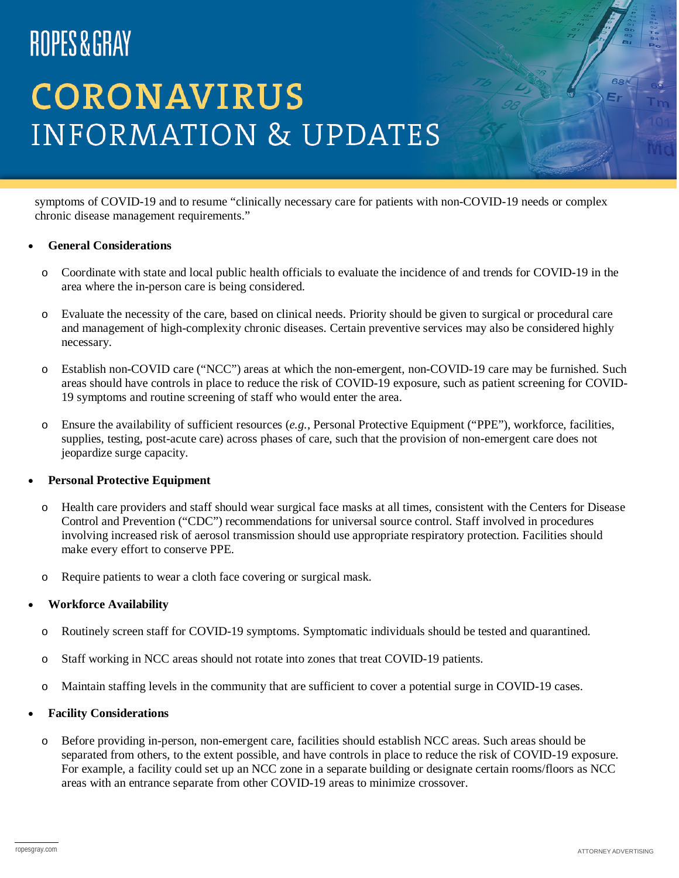symptoms of COVID-19 and to resume "clinically necessary care for patients with non-COVID-19 needs or complex chronic disease management requirements."

- **General Considerations**
  - Coordinate with state and local public health officials to evaluate the incidence of and trends for COVID-19 in the area where the in-person care is being considered.
  - Evaluate the necessity of the care, based on clinical needs. Priority should be given to surgical or procedural care and management of high-complexity chronic diseases. Certain preventive services may also be considered highly necessary.
  - Establish non-COVID care ("NCC") areas at which the non-emergent, non-COVID-19 care may be furnished. Such areas should have controls in place to reduce the risk of COVID-19 exposure, such as patient screening for COVID-19 symptoms and routine screening of staff who would enter the area.
  - Ensure the availability of sufficient resources (*e.g.*, Personal Protective Equipment ("PPE"), workforce, facilities, supplies, testing, post-acute care) across phases of care, such that the provision of non-emergent care does not jeopardize surge capacity.
- **Personal Protective Equipment**
  - Health care providers and staff should wear surgical face masks at all times, consistent with the Centers for Disease Control and Prevention ("CDC") recommendations for universal source control. Staff involved in procedures involving increased risk of aerosol transmission should use appropriate respiratory protection. Facilities should make every effort to conserve PPE.
  - Require patients to wear a cloth face covering or surgical mask.
- **Workforce Availability**
  - Routinely screen staff for COVID-19 symptoms. Symptomatic individuals should be tested and quarantined.
  - Staff working in NCC areas should not rotate into zones that treat COVID-19 patients.
  - Maintain staffing levels in the community that are sufficient to cover a potential surge in COVID-19 cases.
- **Facility Considerations**
  - Before providing in-person, non-emergent care, facilities should establish NCC areas. Such areas should be separated from others, to the extent possible, and have controls in place to reduce the risk of COVID-19 exposure. For example, a facility could set up an NCC zone in a separate building or designate certain rooms/floors as NCC areas with an entrance separate from other COVID-19 areas to minimize crossover.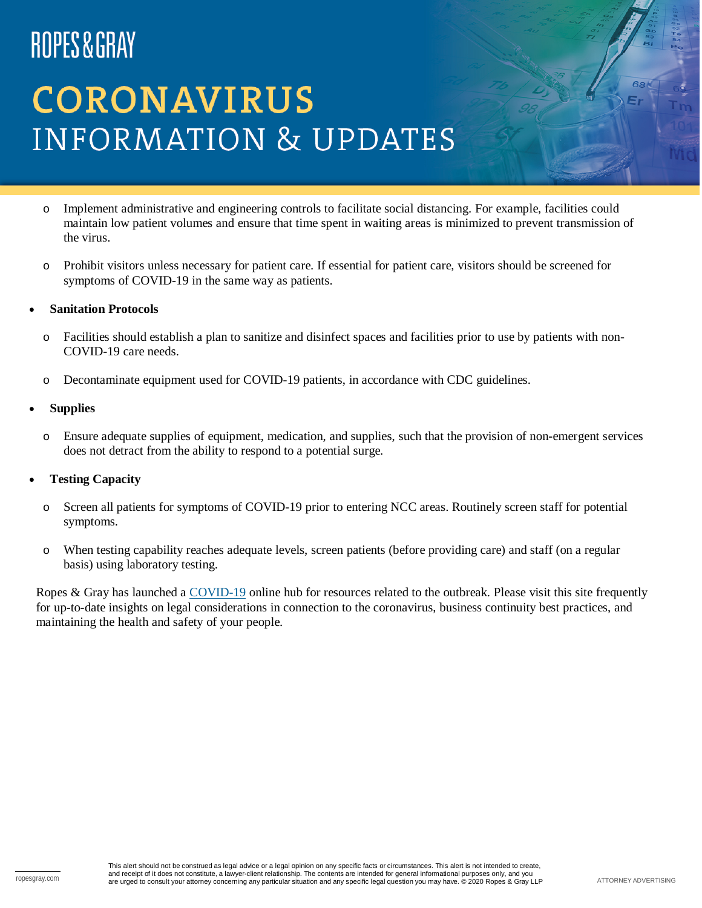- Implement administrative and engineering controls to facilitate social distancing. For example, facilities could maintain low patient volumes and ensure that time spent in waiting areas is minimized to prevent transmission of the virus.

- Prohibit visitors unless necessary for patient care. If essential for patient care, visitors should be screened for symptoms of COVID-19 in the same way as patients.

- **Sanitation Protocols**

  - Facilities should establish a plan to sanitize and disinfect spaces and facilities prior to use by patients with non-COVID-19 care needs.

  - Decontaminate equipment used for COVID-19 patients, in accordance with CDC guidelines.

- **Supplies**

  - Ensure adequate supplies of equipment, medication, and supplies, such that the provision of non-emergent services does not detract from the ability to respond to a potential surge.

- **Testing Capacity**

  - Screen all patients for symptoms of COVID-19 prior to entering NCC areas. Routinely screen staff for potential symptoms.

  - When testing capability reaches adequate levels, screen patients (before providing care) and staff (on a regular basis) using laboratory testing.

Ropes & Gray has launched a COVID-19 online hub for resources related to the outbreak. Please visit this site frequently for up-to-date insights on legal considerations in connection to the coronavirus, business continuity best practices, and maintaining the health and safety of your people.

This alert should not be construed as legal advice or a legal opinion on any specific facts or circumstances. This alert is not intended to create, and receipt of it does not constitute, a lawyer-client relationship. The contents are intended for general informational purposes only, and you are urged to consult your attorney concerning any particular situation and any specific legal question you may have. © 2020 Ropes & Gray LLP

ATTORNEY ADVERTISING